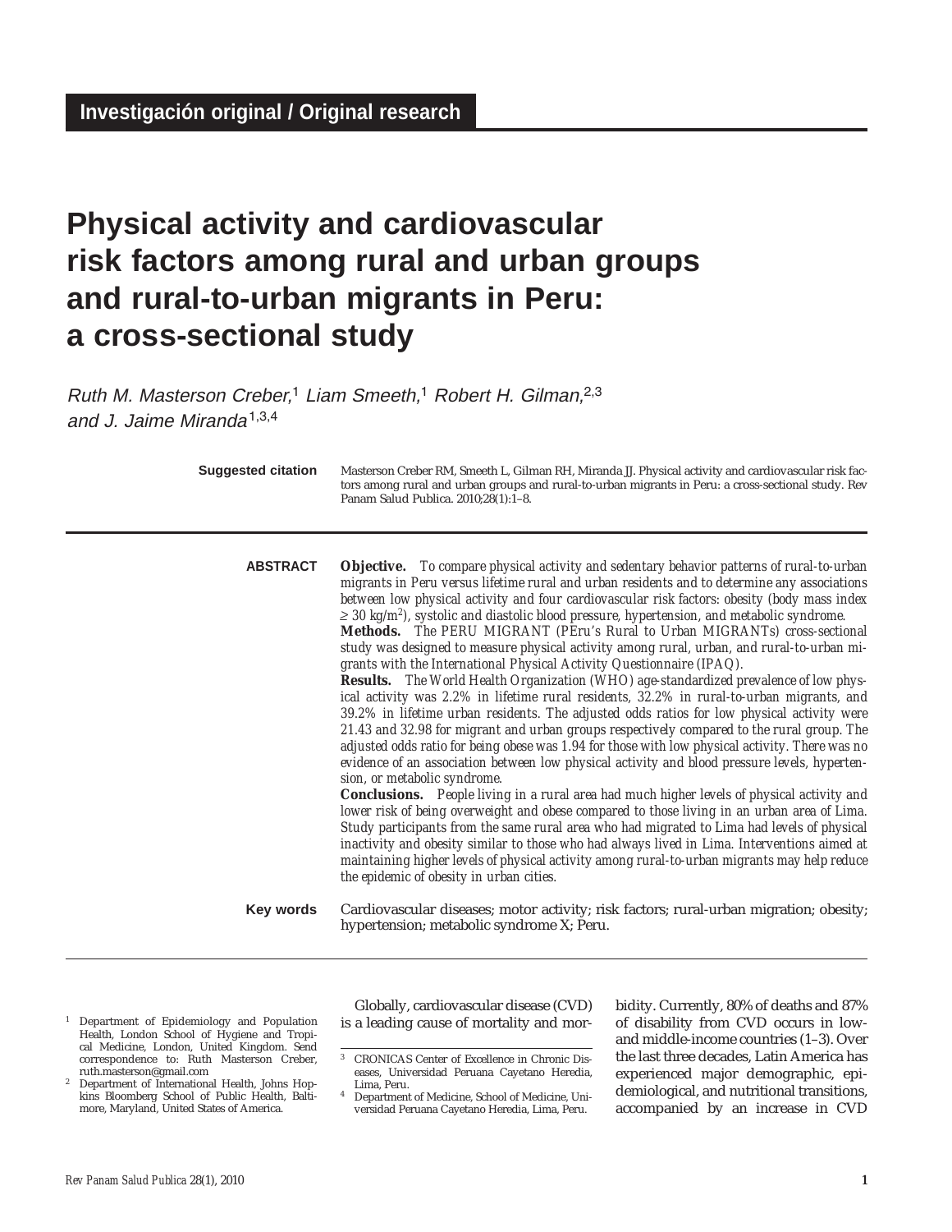Investigación original / Original research

# Physical activity and cardiovascular risk factors among rural and urban groups and rural-to-urban migrants in Peru: a cross-sectional study

*Ruth M. Masterson Creber,*[1] *Liam Smeeth,*[1] *Robert H. Gilman,*[2,3] *and J. Jaime Miranda*[1,3,4]

**Suggested citation** Masterson Creber RM, Smeeth L, Gilman RH, Miranda JJ. Physical activity and cardiovascular risk factors among rural and urban groups and rural-to-urban migrants in Peru: a cross-sectional study. Rev Panam Salud Publica. 2010;28(1):1–8.

**ABSTRACT**

***Objective.*** *To compare physical activity and sedentary behavior patterns of rural-to-urban migrants in Peru versus lifetime rural and urban residents and to determine any associations between low physical activity and four cardiovascular risk factors: obesity (body mass index* $\geq 30$ *kg/m*$^2$*), systolic and diastolic blood pressure, hypertension, and metabolic syndrome.*

***Methods.*** *The PERU MIGRANT (PEru's Rural to Urban MIGRANTs) cross-sectional study was designed to measure physical activity among rural, urban, and rural-to-urban migrants with the International Physical Activity Questionnaire (IPAQ).*

***Results.*** *The World Health Organization (WHO) age-standardized prevalence of low physical activity was 2.2% in lifetime rural residents, 32.2% in rural-to-urban migrants, and 39.2% in lifetime urban residents. The adjusted odds ratios for low physical activity were 21.43 and 32.98 for migrant and urban groups respectively compared to the rural group. The adjusted odds ratio for being obese was 1.94 for those with low physical activity. There was no evidence of an association between low physical activity and blood pressure levels, hypertension, or metabolic syndrome.*

***Conclusions.*** *People living in a rural area had much higher levels of physical activity and lower risk of being overweight and obese compared to those living in an urban area of Lima. Study participants from the same rural area who had migrated to Lima had levels of physical inactivity and obesity similar to those who had always lived in Lima. Interventions aimed at maintaining higher levels of physical activity among rural-to-urban migrants may help reduce the epidemic of obesity in urban cities.*

**Key words** Cardiovascular diseases; motor activity; risk factors; rural-urban migration; obesity; hypertension; metabolic syndrome X; Peru.

---

Globally, cardiovascular disease (CVD) is a leading cause of mortality and morbidity. Currently, 80% of deaths and 87% of disability from CVD occurs in low- and middle-income countries (1–3). Over the last three decades, Latin America has experienced major demographic, epidemiological, and nutritional transitions, accompanied by an increase in CVD

---

[1] Department of Epidemiology and Population Health, London School of Hygiene and Tropical Medicine, London, United Kingdom. Send correspondence to: Ruth Masterson Creber, ruth.masterson@gmail.com

[2] Department of International Health, Johns Hopkins Bloomberg School of Public Health, Baltimore, Maryland, United States of America.

[3] CRONICAS Center of Excellence in Chronic Diseases, Universidad Peruana Cayetano Heredia, Lima, Peru.

[4] Department of Medicine, School of Medicine, Universidad Peruana Cayetano Heredia, Lima, Peru.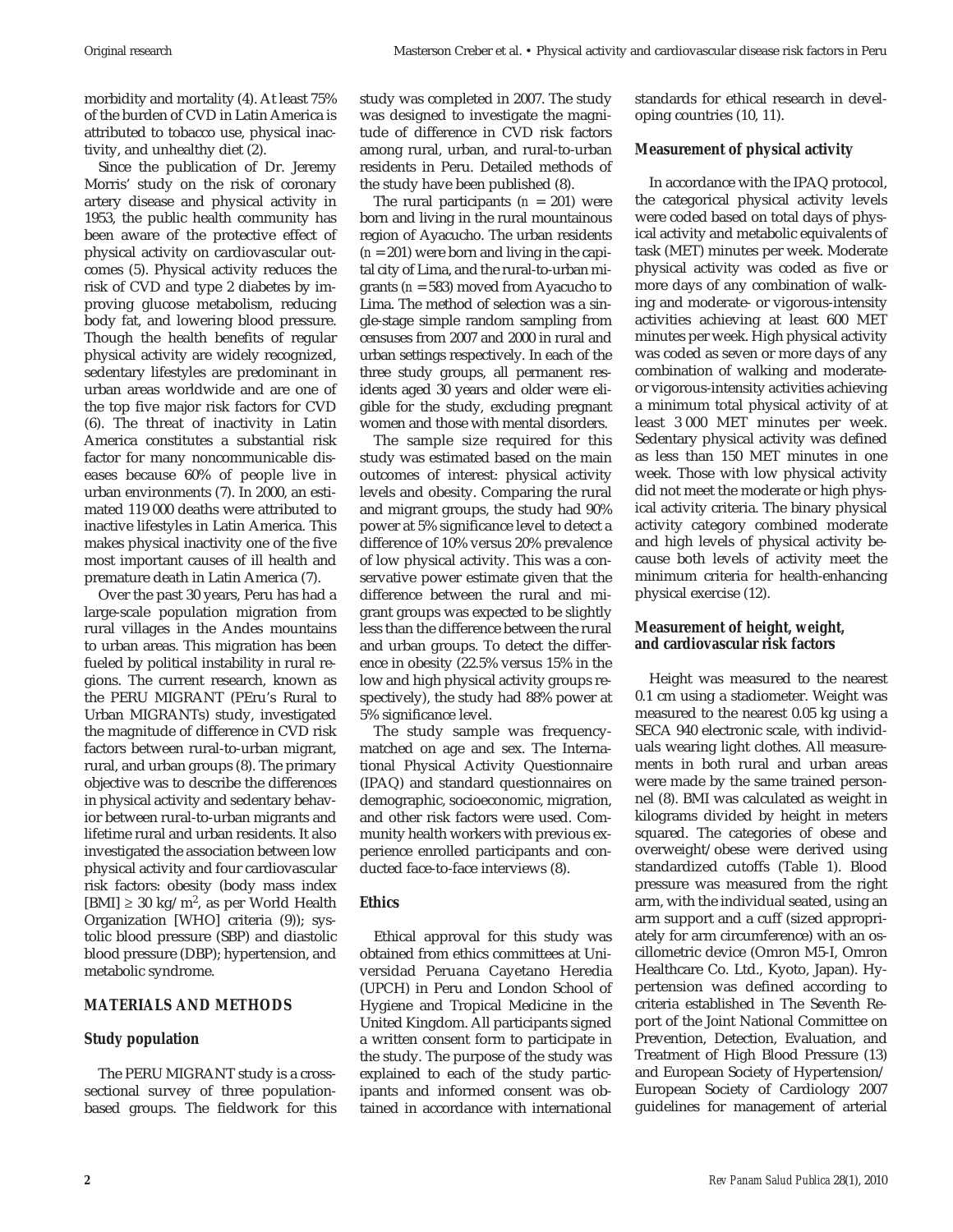morbidity and mortality (4). At least 75% of the burden of CVD in Latin America is attributed to tobacco use, physical inactivity, and unhealthy diet (2).

Since the publication of Dr. Jeremy Morris' study on the risk of coronary artery disease and physical activity in 1953, the public health community has been aware of the protective effect of physical activity on cardiovascular outcomes (5). Physical activity reduces the risk of CVD and type 2 diabetes by improving glucose metabolism, reducing body fat, and lowering blood pressure. Though the health benefits of regular physical activity are widely recognized, sedentary lifestyles are predominant in urban areas worldwide and are one of the top five major risk factors for CVD (6). The threat of inactivity in Latin America constitutes a substantial risk factor for many noncommunicable diseases because 60% of people live in urban environments (7). In 2000, an estimated 119 000 deaths were attributed to inactive lifestyles in Latin America. This makes physical inactivity one of the five most important causes of ill health and premature death in Latin America (7).

Over the past 30 years, Peru has had a large-scale population migration from rural villages in the Andes mountains to urban areas. This migration has been fueled by political instability in rural regions. The current research, known as the PERU MIGRANT (PEru's Rural to Urban MIGRANTs) study, investigated the magnitude of difference in CVD risk factors between rural-to-urban migrant, rural, and urban groups (8). The primary objective was to describe the differences in physical activity and sedentary behavior between rural-to-urban migrants and lifetime rural and urban residents. It also investigated the association between low physical activity and four cardiovascular risk factors: obesity (body mass index [BMI] ≥ 30 kg/m$^2$, as per World Health Organization [WHO] criteria (9)); systolic blood pressure (SBP) and diastolic blood pressure (DBP); hypertension, and metabolic syndrome.

## MATERIALS AND METHODS

### Study population

The PERU MIGRANT study is a cross-sectional survey of three population-based groups. The fieldwork for this study was completed in 2007. The study was designed to investigate the magnitude of difference in CVD risk factors among rural, urban, and rural-to-urban residents in Peru. Detailed methods of the study have been published (8).

The rural participants (*n* = 201) were born and living in the rural mountainous region of Ayacucho. The urban residents (*n* = 201) were born and living in the capital city of Lima, and the rural-to-urban migrants (*n* = 583) moved from Ayacucho to Lima. The method of selection was a single-stage simple random sampling from censuses from 2007 and 2000 in rural and urban settings respectively. In each of the three study groups, all permanent residents aged 30 years and older were eligible for the study, excluding pregnant women and those with mental disorders.

The sample size required for this study was estimated based on the main outcomes of interest: physical activity levels and obesity. Comparing the rural and migrant groups, the study had 90% power at 5% significance level to detect a difference of 10% versus 20% prevalence of low physical activity. This was a conservative power estimate given that the difference between the rural and migrant groups was expected to be slightly less than the difference between the rural and urban groups. To detect the difference in obesity (22.5% versus 15% in the low and high physical activity groups respectively), the study had 88% power at 5% significance level.

The study sample was frequency-matched on age and sex. The International Physical Activity Questionnaire (IPAQ) and standard questionnaires on demographic, socioeconomic, migration, and other risk factors were used. Community health workers with previous experience enrolled participants and conducted face-to-face interviews (8).

### Ethics

Ethical approval for this study was obtained from ethics committees at Universidad Peruana Cayetano Heredia (UPCH) in Peru and London School of Hygiene and Tropical Medicine in the United Kingdom. All participants signed a written consent form to participate in the study. The purpose of the study was explained to each of the study participants and informed consent was obtained in accordance with international standards for ethical research in developing countries (10, 11).

### Measurement of physical activity

In accordance with the IPAQ protocol, the categorical physical activity levels were coded based on total days of physical activity and metabolic equivalents of task (MET) minutes per week. Moderate physical activity was coded as five or more days of any combination of walking and moderate- or vigorous-intensity activities achieving at least 600 MET minutes per week. High physical activity was coded as seven or more days of any combination of walking and moderate- or vigorous-intensity activities achieving a minimum total physical activity of at least 3 000 MET minutes per week. Sedentary physical activity was defined as less than 150 MET minutes in one week. Those with low physical activity did not meet the moderate or high physical activity criteria. The binary physical activity category combined moderate and high levels of physical activity because both levels of activity meet the minimum criteria for health-enhancing physical exercise (12).

### Measurement of height, weight, and cardiovascular risk factors

Height was measured to the nearest 0.1 cm using a stadiometer. Weight was measured to the nearest 0.05 kg using a SECA 940 electronic scale, with individuals wearing light clothes. All measurements in both rural and urban areas were made by the same trained personnel (8). BMI was calculated as weight in kilograms divided by height in meters squared. The categories of obese and overweight/obese were derived using standardized cutoffs (Table 1). Blood pressure was measured from the right arm, with the individual seated, using an arm support and a cuff (sized appropriately for arm circumference) with an oscillometric device (Omron M5-I, Omron Healthcare Co. Ltd., Kyoto, Japan). Hypertension was defined according to criteria established in The Seventh Report of the Joint National Committee on Prevention, Detection, Evaluation, and Treatment of High Blood Pressure (13) and European Society of Hypertension/European Society of Cardiology 2007 guidelines for management of arterial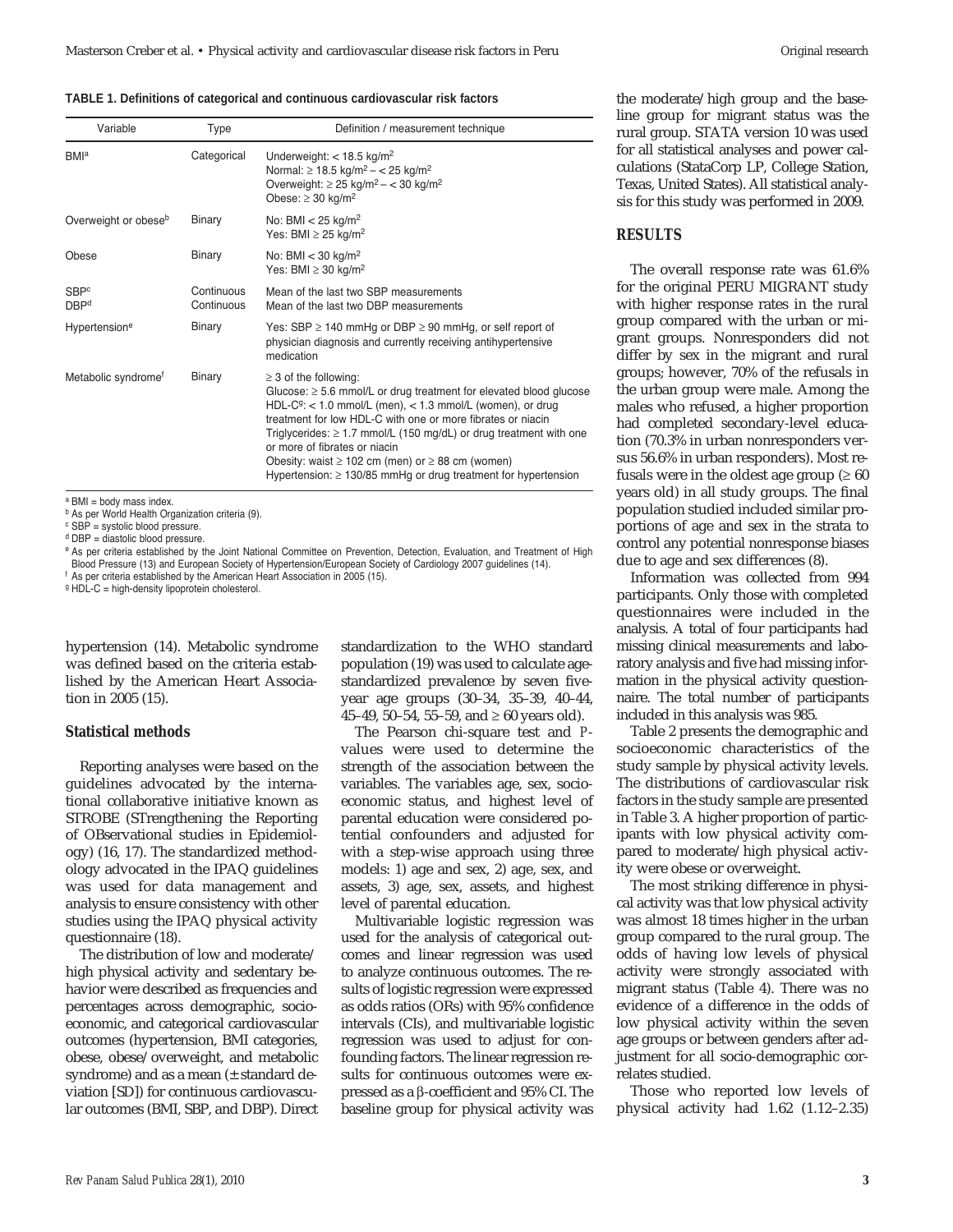**TABLE 1. Definitions of categorical and continuous cardiovascular risk factors**

| Variable | Type | Definition / measurement technique |
|---|---|---|
| BMI[a] | Categorical | Underweight: < 18.5 kg/m$^2$<br>Normal: ≥ 18.5 kg/m$^2$ – < 25 kg/m$^2$<br>Overweight: ≥ 25 kg/m$^2$ – < 30 kg/m$^2$<br>Obese: ≥ 30 kg/m$^2$ |
| Overweight or obese[b] | Binary | No: BMI < 25 kg/m$^2$<br>Yes: BMI ≥ 25 kg/m$^2$ |
| Obese | Binary | No: BMI < 30 kg/m$^2$<br>Yes: BMI ≥ 30 kg/m$^2$ |
| SBP[c]<br>DBP[d] | Continuous<br>Continuous | Mean of the last two SBP measurements<br>Mean of the last two DBP measurements |
| Hypertension[e] | Binary | Yes: SBP ≥ 140 mmHg or DBP ≥ 90 mmHg, or self report of physician diagnosis and currently receiving antihypertensive medication |
| Metabolic syndrome[f] | Binary | ≥ 3 of the following:<br>Glucose: ≥ 5.6 mmol/L or drug treatment for elevated blood glucose<br>HDL-C[g]: < 1.0 mmol/L (men), < 1.3 mmol/L (women), or drug treatment for low HDL-C with one or more fibrates or niacin<br>Triglycerides: ≥ 1.7 mmol/L (150 mg/dL) or drug treatment with one or more of fibrates or niacin<br>Obesity: waist ≥ 102 cm (men) or ≥ 88 cm (women)<br>Hypertension: ≥ 130/85 mmHg or drug treatment for hypertension |

[a] BMI = body mass index.
[b] As per World Health Organization criteria (9).
[c] SBP = systolic blood pressure.
[d] DBP = diastolic blood pressure.
[e] As per criteria established by the Joint National Committee on Prevention, Detection, Evaluation, and Treatment of High Blood Pressure (13) and European Society of Hypertension/European Society of Cardiology 2007 guidelines (14).
[f] As per criteria established by the American Heart Association in 2005 (15).
[g] HDL-C = high-density lipoprotein cholesterol.

hypertension (14). Metabolic syndrome was defined based on the criteria established by the American Heart Association in 2005 (15).

### Statistical methods

Reporting analyses were based on the guidelines advocated by the international collaborative initiative known as STROBE (STrengthening the Reporting of OBservational studies in Epidemiology) (16, 17). The standardized methodology advocated in the IPAQ guidelines was used for data management and analysis to ensure consistency with other studies using the IPAQ physical activity questionnaire (18).

The distribution of low and moderate/high physical activity and sedentary behavior were described as frequencies and percentages across demographic, socioeconomic, and categorical cardiovascular outcomes (hypertension, BMI categories, obese, obese/overweight, and metabolic syndrome) and as a mean (± standard deviation [SD]) for continuous cardiovascular outcomes (BMI, SBP, and DBP). Direct standardization to the WHO standard population (19) was used to calculate age-standardized prevalence by seven five-year age groups (30–34, 35–39, 40–44, 45–49, 50–54, 55–59, and ≥ 60 years old).

The Pearson chi-square test and *P*-values were used to determine the strength of the association between the variables. The variables age, sex, socioeconomic status, and highest level of parental education were considered potential confounders and adjusted for with a step-wise approach using three models: 1) age and sex, 2) age, sex, and assets, 3) age, sex, assets, and highest level of parental education.

Multivariable logistic regression was used for the analysis of categorical outcomes and linear regression was used to analyze continuous outcomes. The results of logistic regression were expressed as odds ratios (ORs) with 95% confidence intervals (CIs), and multivariable logistic regression was used to adjust for confounding factors. The linear regression results for continuous outcomes were expressed as a β-coefficient and 95% CI. The baseline group for physical activity was the moderate/high group and the baseline group for migrant status was the rural group. STATA version 10 was used for all statistical analyses and power calculations (StataCorp LP, College Station, Texas, United States). All statistical analysis for this study was performed in 2009.

## RESULTS

The overall response rate was 61.6% for the original PERU MIGRANT study with higher response rates in the rural group compared with the urban or migrant groups. Nonresponders did not differ by sex in the migrant and rural groups; however, 70% of the refusals in the urban group were male. Among the males who refused, a higher proportion had completed secondary-level education (70.3% in urban nonresponders versus 56.6% in urban responders). Most refusals were in the oldest age group (≥ 60 years old) in all study groups. The final population studied included similar proportions of age and sex in the strata to control any potential nonresponse biases due to age and sex differences (8).

Information was collected from 994 participants. Only those with completed questionnaires were included in the analysis. A total of four participants had missing clinical measurements and laboratory analysis and five had missing information in the physical activity questionnaire. The total number of participants included in this analysis was 985.

Table 2 presents the demographic and socioeconomic characteristics of the study sample by physical activity levels. The distributions of cardiovascular risk factors in the study sample are presented in Table 3. A higher proportion of participants with low physical activity compared to moderate/high physical activity were obese or overweight.

The most striking difference in physical activity was that low physical activity was almost 18 times higher in the urban group compared to the rural group. The odds of having low levels of physical activity were strongly associated with migrant status (Table 4). There was no evidence of a difference in the odds of low physical activity within the seven age groups or between genders after adjustment for all socio-demographic correlates studied.

Those who reported low levels of physical activity had 1.62 (1.12–2.35)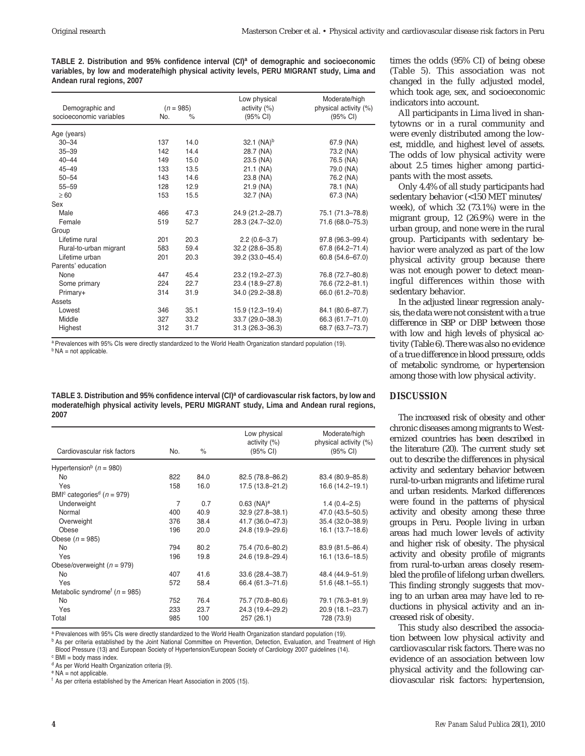**TABLE 2. Distribution and 95% confidence interval (CI)[a] of demographic and socioeconomic variables, by low and moderate/high physical activity levels, PERU MIGRANT study, Lima and Andean rural regions, 2007**

| Demographic and socioeconomic variables | (n = 985) No. | % | Low physical activity (%) (95% CI) | Moderate/high physical activity (%) (95% CI) |
|---|---|---|---|---|
| Age (years) | | | | |
| 30–34 | 137 | 14.0 | 32.1 (NA)[b] | 67.9 (NA) |
| 35–39 | 142 | 14.4 | 28.7 (NA) | 73.2 (NA) |
| 40–44 | 149 | 15.0 | 23.5 (NA) | 76.5 (NA) |
| 45–49 | 133 | 13.5 | 21.1 (NA) | 79.0 (NA) |
| 50–54 | 143 | 14.6 | 23.8 (NA) | 76.2 (NA) |
| 55–59 | 128 | 12.9 | 21.9 (NA) | 78.1 (NA) |
| ≥ 60 | 153 | 15.5 | 32.7 (NA) | 67.3 (NA) |
| Sex | | | | |
| Male | 466 | 47.3 | 24.9 (21.2–28.7) | 75.1 (71.3–78.8) |
| Female | 519 | 52.7 | 28.3 (24.7–32.0) | 71.6 (68.0–75.3) |
| Group | | | | |
| Lifetime rural | 201 | 20.3 | 2.2 (0.6–3.7) | 97.8 (96.3–99.4) |
| Rural-to-urban migrant | 583 | 59.4 | 32.2 (28.6–35.8) | 67.8 (64.2–71.4) |
| Lifetime urban | 201 | 20.3 | 39.2 (33.0–45.4) | 60.8 (54.6–67.0) |
| Parents' education | | | | |
| None | 447 | 45.4 | 23.2 (19.2–27.3) | 76.8 (72.7–80.8) |
| Some primary | 224 | 22.7 | 23.4 (18.9–27.8) | 76.6 (72.2–81.1) |
| Primary+ | 314 | 31.9 | 34.0 (29.2–38.8) | 66.0 (61.2–70.8) |
| Assets | | | | |
| Lowest | 346 | 35.1 | 15.9 (12.3–19.4) | 84.1 (80.6–87.7) |
| Middle | 327 | 33.2 | 33.7 (29.0–38.3) | 66.3 (61.7–71.0) |
| Highest | 312 | 31.7 | 31.3 (26.3–36.3) | 68.7 (63.7–73.7) |

[a] Prevalences with 95% CIs were directly standardized to the World Health Organization standard population (19).
[b] NA = not applicable.

**TABLE 3. Distribution and 95% confidence interval (CI)[a] of cardiovascular risk factors, by low and moderate/high physical activity levels, PERU MIGRANT study, Lima and Andean rural regions, 2007**

| Cardiovascular risk factors | No. | % | Low physical activity (%) (95% CI) | Moderate/high physical activity (%) (95% CI) |
|---|---|---|---|---|
| Hypertension[b] (n = 980) | | | | |
| No | 822 | 84.0 | 82.5 (78.8–86.2) | 83.4 (80.9–85.8) |
| Yes | 158 | 16.0 | 17.5 (13.8–21.2) | 16.6 (14.2–19.1) |
| BMI[c] categories[d] (n = 979) | | | | |
| Underweight | 7 | 0.7 | 0.63 (NA)[e] | 1.4 (0.4–2.5) |
| Normal | 400 | 40.9 | 32.9 (27.8–38.1) | 47.0 (43.5–50.5) |
| Overweight | 376 | 38.4 | 41.7 (36.0–47.3) | 35.4 (32.0–38.9) |
| Obese | 196 | 20.0 | 24.8 (19.9–29.6) | 16.1 (13.7–18.6) |
| Obese (n = 985) | | | | |
| No | 794 | 80.2 | 75.4 (70.6–80.2) | 83.9 (81.5–86.4) |
| Yes | 196 | 19.8 | 24.6 (19.8–29.4) | 16.1 (13.6–18.5) |
| Obese/overweight (n = 979) | | | | |
| No | 407 | 41.6 | 33.6 (28.4–38.7) | 48.4 (44.9–51.9) |
| Yes | 572 | 58.4 | 66.4 (61.3–71.6) | 51.6 (48.1–55.1) |
| Metabolic syndrome[f] (n = 985) | | | | |
| No | 752 | 76.4 | 75.7 (70.8–80.6) | 79.1 (76.3–81.9) |
| Yes | 233 | 23.7 | 24.3 (19.4–29.2) | 20.9 (18.1–23.7) |
| Total | 985 | 100 | 257 (26.1) | 728 (73.9) |

[a] Prevalences with 95% CIs were directly standardized to the World Health Organization standard population (19).
[b] As per criteria established by the Joint National Committee on Prevention, Detection, Evaluation, and Treatment of High Blood Pressure (13) and European Society of Hypertension/European Society of Cardiology 2007 guidelines (14).
[c] BMI = body mass index.
[d] As per World Health Organization criteria (9).
[e] NA = not applicable.
[f] As per criteria established by the American Heart Association in 2005 (15).

times the odds (95% CI) of being obese (Table 5). This association was not changed in the fully adjusted model, which took age, sex, and socioeconomic indicators into account.

All participants in Lima lived in shantytowns or in a rural community and were evenly distributed among the lowest, middle, and highest level of assets. The odds of low physical activity were about 2.5 times higher among participants with the most assets.

Only 4.4% of all study participants had sedentary behavior (<150 MET minutes/week), of which 32 (73.1%) were in the migrant group, 12 (26.9%) were in the urban group, and none were in the rural group. Participants with sedentary behavior were analyzed as part of the low physical activity group because there was not enough power to detect meaningful differences within those with sedentary behavior.

In the adjusted linear regression analysis, the data were not consistent with a true difference in SBP or DBP between those with low and high levels of physical activity (Table 6). There was also no evidence of a true difference in blood pressure, odds of metabolic syndrome, or hypertension among those with low physical activity.

## DISCUSSION

The increased risk of obesity and other chronic diseases among migrants to Westernized countries has been described in the literature (20). The current study set out to describe the differences in physical activity and sedentary behavior between rural-to-urban migrants and lifetime rural and urban residents. Marked differences were found in the patterns of physical activity and obesity among these three groups in Peru. People living in urban areas had much lower levels of activity and higher risk of obesity. The physical activity and obesity profile of migrants from rural-to-urban areas closely resembled the profile of lifelong urban dwellers. This finding strongly suggests that moving to an urban area may have led to reductions in physical activity and an increased risk of obesity.

This study also described the association between low physical activity and cardiovascular risk factors. There was no evidence of an association between low physical activity and the following cardiovascular risk factors: hypertension,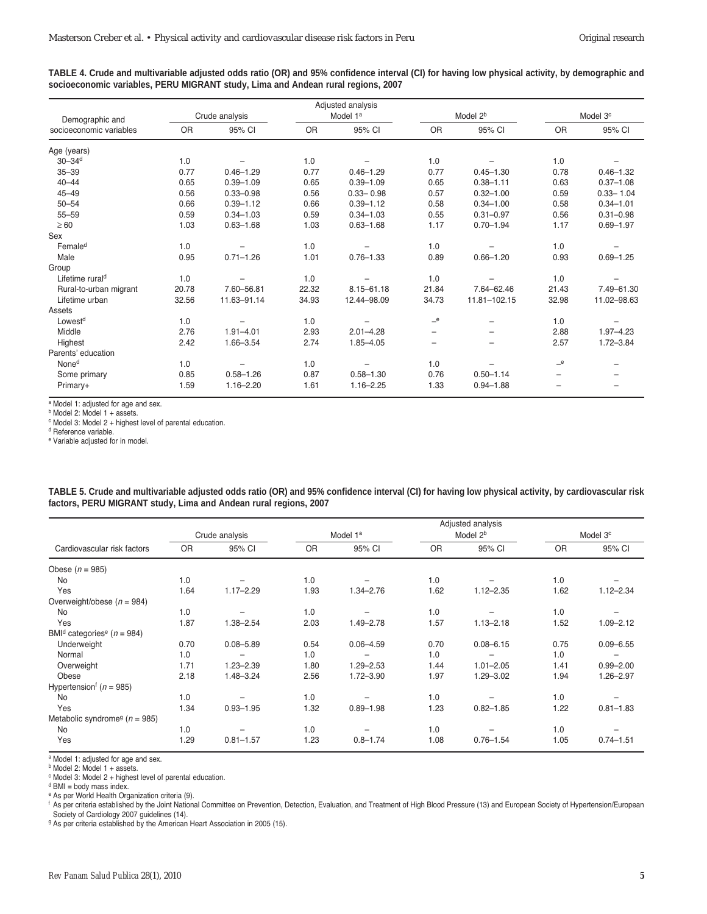**TABLE 4. Crude and multivariable adjusted odds ratio (OR) and 95% confidence interval (CI) for having low physical activity, by demographic and socioeconomic variables, PERU MIGRANT study, Lima and Andean rural regions, 2007**

| Demographic and socioeconomic variables | Crude analysis | | Adjusted analysis Model 1[a] | | Model 2[b] | | Model 3[c] | |
|---|---|---|---|---|---|---|---|---|
| | OR | 95% CI | OR | 95% CI | OR | 95% CI | OR | 95% CI |
| Age (years) | | | | | | | | |
| 30–34[d] | 1.0 | – | 1.0 | – | 1.0 | – | 1.0 | – |
| 35–39 | 0.77 | 0.46–1.29 | 0.77 | 0.46–1.29 | 0.77 | 0.45–1.30 | 0.78 | 0.46–1.32 |
| 40–44 | 0.65 | 0.39–1.09 | 0.65 | 0.39–1.09 | 0.65 | 0.38–1.11 | 0.63 | 0.37–1.08 |
| 45–49 | 0.56 | 0.33–0.98 | 0.56 | 0.33– 0.98 | 0.57 | 0.32–1.00 | 0.59 | 0.33– 1.04 |
| 50–54 | 0.66 | 0.39–1.12 | 0.66 | 0.39–1.12 | 0.58 | 0.34–1.00 | 0.58 | 0.34–1.01 |
| 55–59 | 0.59 | 0.34–1.03 | 0.59 | 0.34–1.03 | 0.55 | 0.31–0.97 | 0.56 | 0.31–0.98 |
| ≥ 60 | 1.03 | 0.63–1.68 | 1.03 | 0.63–1.68 | 1.17 | 0.70–1.94 | 1.17 | 0.69–1.97 |
| Sex | | | | | | | | |
| Female[d] | 1.0 | – | 1.0 | – | 1.0 | – | 1.0 | – |
| Male | 0.95 | 0.71–1.26 | 1.01 | 0.76–1.33 | 0.89 | 0.66–1.20 | 0.93 | 0.69–1.25 |
| Group | | | | | | | | |
| Lifetime rural[d] | 1.0 | – | 1.0 | – | 1.0 | – | 1.0 | – |
| Rural-to-urban migrant | 20.78 | 7.60–56.81 | 22.32 | 8.15–61.18 | 21.84 | 7.64–62.46 | 21.43 | 7.49–61.30 |
| Lifetime urban | 32.56 | 11.63–91.14 | 34.93 | 12.44–98.09 | 34.73 | 11.81–102.15 | 32.98 | 11.02–98.63 |
| Assets | | | | | | | | |
| Lowest[d] | 1.0 | – | 1.0 | – | –[e] | – | 1.0 | – |
| Middle | 2.76 | 1.91–4.01 | 2.93 | 2.01–4.28 | – | – | 2.88 | 1.97–4.23 |
| Highest | 2.42 | 1.66–3.54 | 2.74 | 1.85–4.05 | – | – | 2.57 | 1.72–3.84 |
| Parents' education | | | | | | | | |
| None[d] | 1.0 | – | 1.0 | – | 1.0 | – | –[e] | – |
| Some primary | 0.85 | 0.58–1.26 | 0.87 | 0.58–1.30 | 0.76 | 0.50–1.14 | – | – |
| Primary+ | 1.59 | 1.16–2.20 | 1.61 | 1.16–2.25 | 1.33 | 0.94–1.88 | – | – |

[a] Model 1: adjusted for age and sex.
[b] Model 2: Model 1 + assets.
[c] Model 3: Model 2 + highest level of parental education.
[d] Reference variable.
[e] Variable adjusted for in model.

**TABLE 5. Crude and multivariable adjusted odds ratio (OR) and 95% confidence interval (CI) for having low physical activity, by cardiovascular risk factors, PERU MIGRANT study, Lima and Andean rural regions, 2007**

| Cardiovascular risk factors | Crude analysis | | Model 1[a] | | Adjusted analysis Model 2[b] | | Model 3[c] | |
|---|---|---|---|---|---|---|---|---|
| | OR | 95% CI | OR | 95% CI | OR | 95% CI | OR | 95% CI |
| Obese ($n$ = 985) | | | | | | | | |
| No | 1.0 | – | 1.0 | – | 1.0 | – | 1.0 | – |
| Yes | 1.64 | 1.17–2.29 | 1.93 | 1.34–2.76 | 1.62 | 1.12–2.35 | 1.62 | 1.12–2.34 |
| Overweight/obese ($n$ = 984) | | | | | | | | |
| No | 1.0 | – | 1.0 | – | 1.0 | – | 1.0 | – |
| Yes | 1.87 | 1.38–2.54 | 2.03 | 1.49–2.78 | 1.57 | 1.13–2.18 | 1.52 | 1.09–2.12 |
| BMI[d] categories[e] ($n$ = 984) | | | | | | | | |
| Underweight | 0.70 | 0.08–5.89 | 0.54 | 0.06–4.59 | 0.70 | 0.08–6.15 | 0.75 | 0.09–6.55 |
| Normal | 1.0 | – | 1.0 | – | 1.0 | – | 1.0 | – |
| Overweight | 1.71 | 1.23–2.39 | 1.80 | 1.29–2.53 | 1.44 | 1.01–2.05 | 1.41 | 0.99–2.00 |
| Obese | 2.18 | 1.48–3.24 | 2.56 | 1.72–3.90 | 1.97 | 1.29–3.02 | 1.94 | 1.26–2.97 |
| Hypertension[f] ($n$ = 985) | | | | | | | | |
| No | 1.0 | – | 1.0 | – | 1.0 | – | 1.0 | – |
| Yes | 1.34 | 0.93–1.95 | 1.32 | 0.89–1.98 | 1.23 | 0.82–1.85 | 1.22 | 0.81–1.83 |
| Metabolic syndrome[g] ($n$ = 985) | | | | | | | | |
| No | 1.0 | – | 1.0 | – | 1.0 | – | 1.0 | – |
| Yes | 1.29 | 0.81–1.57 | 1.23 | 0.8–1.74 | 1.08 | 0.76–1.54 | 1.05 | 0.74–1.51 |

[a] Model 1: adjusted for age and sex.
[b] Model 2: Model 1 + assets.
[c] Model 3: Model 2 + highest level of parental education.
[d] BMI = body mass index.
[e] As per World Health Organization criteria (9).
[f] As per criteria established by the Joint National Committee on Prevention, Detection, Evaluation, and Treatment of High Blood Pressure (13) and European Society of Hypertension/European Society of Cardiology 2007 guidelines (14).
[g] As per criteria established by the American Heart Association in 2005 (15).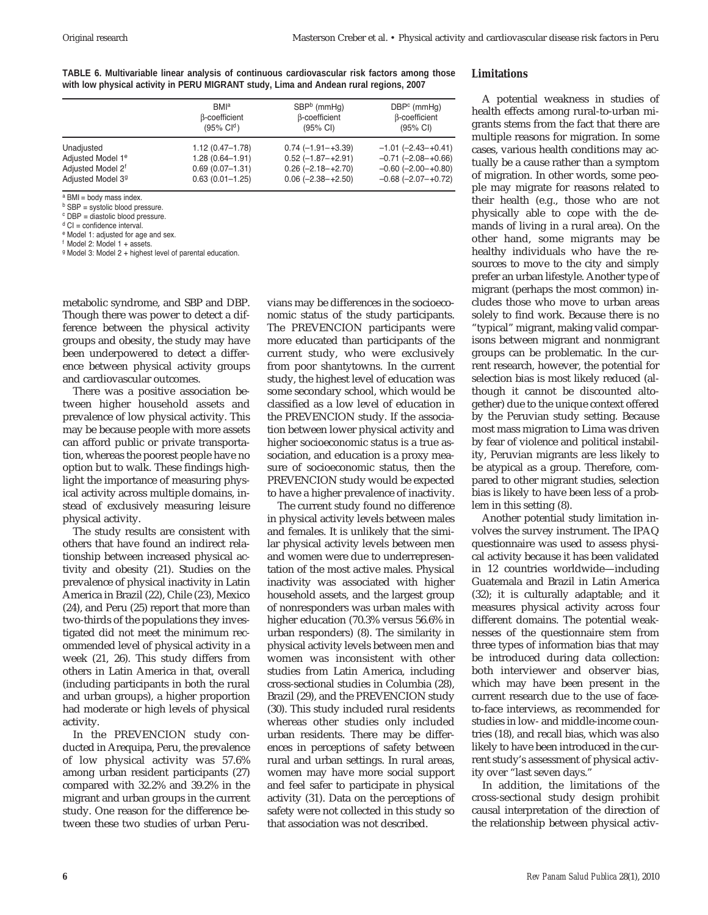**TABLE 6. Multivariable linear analysis of continuous cardiovascular risk factors among those with low physical activity in PERU MIGRANT study, Lima and Andean rural regions, 2007**

| | BMI[a] β-coefficient (95% CI[d]) | SBP[b] (mmHg) β-coefficient (95% CI) | DBP[c] (mmHg) β-coefficient (95% CI) |
|---|---|---|---|
| Unadjusted | 1.12 (0.47–1.78) | 0.74 (–1.91–+3.39) | –1.01 (–2.43–+0.41) |
| Adjusted Model 1[e] | 1.28 (0.64–1.91) | 0.52 (–1.87–+2.91) | –0.71 (–2.08–+0.66) |
| Adjusted Model 2[f] | 0.69 (0.07–1.31) | 0.26 (–2.18–+2.70) | –0.60 (–2.00–+0.80) |
| Adjusted Model 3[g] | 0.63 (0.01–1.25) | 0.06 (–2.38–+2.50) | –0.68 (–2.07–+0.72) |

[a] BMI = body mass index.
[b] SBP = systolic blood pressure.
[c] DBP = diastolic blood pressure.
[d] CI = confidence interval.
[e] Model 1: adjusted for age and sex.
[f] Model 2: Model 1 + assets.
[g] Model 3: Model 2 + highest level of parental education.

metabolic syndrome, and SBP and DBP. Though there was power to detect a difference between the physical activity groups and obesity, the study may have been underpowered to detect a difference between physical activity groups and cardiovascular outcomes.

There was a positive association between higher household assets and prevalence of low physical activity. This may be because people with more assets can afford public or private transportation, whereas the poorest people have no option but to walk. These findings highlight the importance of measuring physical activity across multiple domains, instead of exclusively measuring leisure physical activity.

The study results are consistent with others that have found an indirect relationship between increased physical activity and obesity (21). Studies on the prevalence of physical inactivity in Latin America in Brazil (22), Chile (23), Mexico (24), and Peru (25) report that more than two-thirds of the populations they investigated did not meet the minimum recommended level of physical activity in a week (21, 26). This study differs from others in Latin America in that, overall (including participants in both the rural and urban groups), a higher proportion had moderate or high levels of physical activity.

In the PREVENCION study conducted in Arequipa, Peru, the prevalence of low physical activity was 57.6% among urban resident participants (27) compared with 32.2% and 39.2% in the migrant and urban groups in the current study. One reason for the difference between these two studies of urban Peruvians may be differences in the socioeconomic status of the study participants. The PREVENCION participants were more educated than participants of the current study, who were exclusively from poor shantytowns. In the current study, the highest level of education was some secondary school, which would be classified as a low level of education in the PREVENCION study. If the association between lower physical activity and higher socioeconomic status is a true association, and education is a proxy measure of socioeconomic status, then the PREVENCION study would be expected to have a higher prevalence of inactivity.

The current study found no difference in physical activity levels between males and females. It is unlikely that the similar physical activity levels between men and women were due to underrepresentation of the most active males. Physical inactivity was associated with higher household assets, and the largest group of nonresponders was urban males with higher education (70.3% versus 56.6% in urban responders) (8). The similarity in physical activity levels between men and women was inconsistent with other studies from Latin America, including cross-sectional studies in Columbia (28), Brazil (29), and the PREVENCION study (30). This study included rural residents whereas other studies only included urban residents. There may be differences in perceptions of safety between rural and urban settings. In rural areas, women may have more social support and feel safer to participate in physical activity (31). Data on the perceptions of safety were not collected in this study so that association was not described.

## Limitations

A potential weakness in studies of health effects among rural-to-urban migrants stems from the fact that there are multiple reasons for migration. In some cases, various health conditions may actually be a cause rather than a symptom of migration. In other words, some people may migrate for reasons related to their health (e.g., those who are not physically able to cope with the demands of living in a rural area). On the other hand, some migrants may be healthy individuals who have the resources to move to the city and simply prefer an urban lifestyle. Another type of migrant (perhaps the most common) includes those who move to urban areas solely to find work. Because there is no "typical" migrant, making valid comparisons between migrant and nonmigrant groups can be problematic. In the current research, however, the potential for selection bias is most likely reduced (although it cannot be discounted altogether) due to the unique context offered by the Peruvian study setting. Because most mass migration to Lima was driven by fear of violence and political instability, Peruvian migrants are less likely to be atypical as a group. Therefore, compared to other migrant studies, selection bias is likely to have been less of a problem in this setting (8).

Another potential study limitation involves the survey instrument. The IPAQ questionnaire was used to assess physical activity because it has been validated in 12 countries worldwide—including Guatemala and Brazil in Latin America (32); it is culturally adaptable; and it measures physical activity across four different domains. The potential weaknesses of the questionnaire stem from three types of information bias that may be introduced during data collection: both interviewer and observer bias, which may have been present in the current research due to the use of face-to-face interviews, as recommended for studies in low- and middle-income countries (18), and recall bias, which was also likely to have been introduced in the current study's assessment of physical activity over "last seven days."

In addition, the limitations of the cross-sectional study design prohibit causal interpretation of the direction of the relationship between physical activ-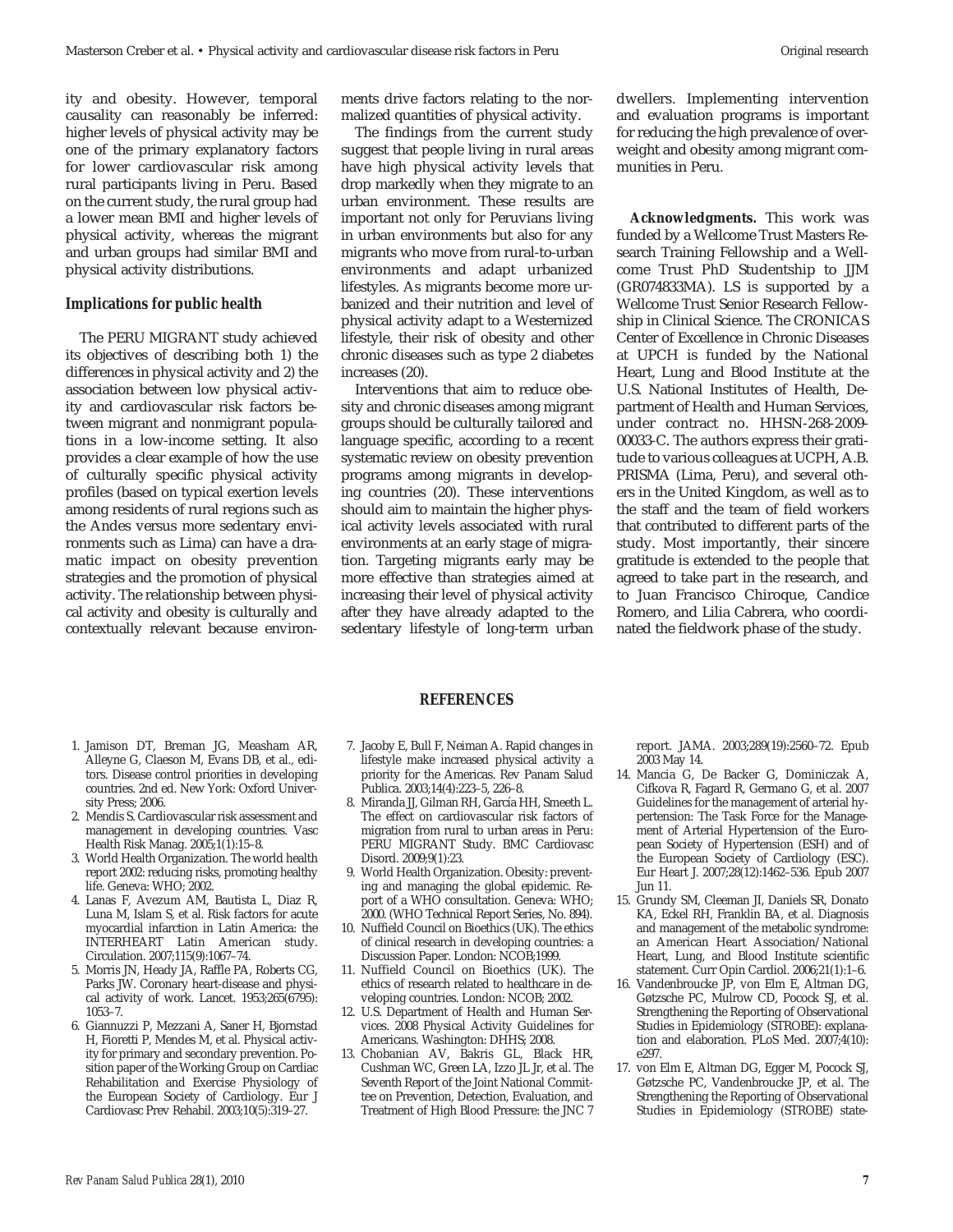ity and obesity. However, temporal causality can reasonably be inferred: higher levels of physical activity may be one of the primary explanatory factors for lower cardiovascular risk among rural participants living in Peru. Based on the current study, the rural group had a lower mean BMI and higher levels of physical activity, whereas the migrant and urban groups had similar BMI and physical activity distributions.

### Implications for public health

The PERU MIGRANT study achieved its objectives of describing both 1) the differences in physical activity and 2) the association between low physical activity and cardiovascular risk factors between migrant and nonmigrant populations in a low-income setting. It also provides a clear example of how the use of culturally specific physical activity profiles (based on typical exertion levels among residents of rural regions such as the Andes versus more sedentary environments such as Lima) can have a dramatic impact on obesity prevention strategies and the promotion of physical activity. The relationship between physical activity and obesity is culturally and contextually relevant because environments drive factors relating to the normalized quantities of physical activity.

The findings from the current study suggest that people living in rural areas have high physical activity levels that drop markedly when they migrate to an urban environment. These results are important not only for Peruvians living in urban environments but also for any migrants who move from rural-to-urban environments and adapt urbanized lifestyles. As migrants become more urbanized and their nutrition and level of physical activity adapt to a Westernized lifestyle, their risk of obesity and other chronic diseases such as type 2 diabetes increases (20).

Interventions that aim to reduce obesity and chronic diseases among migrant groups should be culturally tailored and language specific, according to a recent systematic review on obesity prevention programs among migrants in developing countries (20). These interventions should aim to maintain the higher physical activity levels associated with rural environments at an early stage of migration. Targeting migrants early may be more effective than strategies aimed at increasing their level of physical activity after they have already adapted to the sedentary lifestyle of long-term urban dwellers. Implementing intervention and evaluation programs is important for reducing the high prevalence of overweight and obesity among migrant communities in Peru.

**Acknowledgments.** This work was funded by a Wellcome Trust Masters Research Training Fellowship and a Wellcome Trust PhD Studentship to JJM (GR074833MA). LS is supported by a Wellcome Trust Senior Research Fellowship in Clinical Science. The CRONICAS Center of Excellence in Chronic Diseases at UPCH is funded by the National Heart, Lung and Blood Institute at the U.S. National Institutes of Health, Department of Health and Human Services, under contract no. HHSN-268-2009-00033-C. The authors express their gratitude to various colleagues at UCPH, A.B. PRISMA (Lima, Peru), and several others in the United Kingdom, as well as to the staff and the team of field workers that contributed to different parts of the study. Most importantly, their sincere gratitude is extended to the people that agreed to take part in the research, and to Juan Francisco Chiroque, Candice Romero, and Lilia Cabrera, who coordinated the fieldwork phase of the study.

## REFERENCES

1. Jamison DT, Breman JG, Measham AR, Alleyne G, Claeson M, Evans DB, et al., editors. Disease control priorities in developing countries. 2nd ed. New York: Oxford University Press; 2006.
2. Mendis S. Cardiovascular risk assessment and management in developing countries. Vasc Health Risk Manag. 2005;1(1):15–8.
3. World Health Organization. The world health report 2002: reducing risks, promoting healthy life. Geneva: WHO; 2002.
4. Lanas F, Avezum AM, Bautista L, Diaz R, Luna M, Islam S, et al. Risk factors for acute myocardial infarction in Latin America: the INTERHEART Latin American study. Circulation. 2007;115(9):1067–74.
5. Morris JN, Heady JA, Raffle PA, Roberts CG, Parks JW. Coronary heart-disease and physical activity of work. Lancet. 1953;265(6795): 1053–7.
6. Giannuzzi P, Mezzani A, Saner H, Bjornstad H, Fioretti P, Mendes M, et al. Physical activity for primary and secondary prevention. Position paper of the Working Group on Cardiac Rehabilitation and Exercise Physiology of the European Society of Cardiology. Eur J Cardiovasc Prev Rehabil. 2003;10(5):319–27.
7. Jacoby E, Bull F, Neiman A. Rapid changes in lifestyle make increased physical activity a priority for the Americas. Rev Panam Salud Publica. 2003;14(4):223–5, 226–8.
8. Miranda JJ, Gilman RH, García HH, Smeeth L. The effect on cardiovascular risk factors of migration from rural to urban areas in Peru: PERU MIGRANT Study. BMC Cardiovasc Disord. 2009;9(1):23.
9. World Health Organization. Obesity: preventing and managing the global epidemic. Report of a WHO consultation. Geneva: WHO; 2000. (WHO Technical Report Series, No. 894).
10. Nuffield Council on Bioethics (UK). The ethics of clinical research in developing countries: a Discussion Paper. London: NCOB;1999.
11. Nuffield Council on Bioethics (UK). The ethics of research related to healthcare in developing countries. London: NCOB; 2002.
12. U.S. Department of Health and Human Services. 2008 Physical Activity Guidelines for Americans. Washington: DHHS; 2008.
13. Chobanian AV, Bakris GL, Black HR, Cushman WC, Green LA, Izzo JL Jr, et al. The Seventh Report of the Joint National Committee on Prevention, Detection, Evaluation, and Treatment of High Blood Pressure: the JNC 7 report. JAMA. 2003;289(19):2560–72. Epub 2003 May 14.
14. Mancia G, De Backer G, Dominiczak A, Cifkova R, Fagard R, Germano G, et al. 2007 Guidelines for the management of arterial hypertension: The Task Force for the Management of Arterial Hypertension of the European Society of Hypertension (ESH) and of the European Society of Cardiology (ESC). Eur Heart J. 2007;28(12):1462–536. Epub 2007 Jun 11.
15. Grundy SM, Cleeman JI, Daniels SR, Donato KA, Eckel RH, Franklin BA, et al. Diagnosis and management of the metabolic syndrome: an American Heart Association/National Heart, Lung, and Blood Institute scientific statement. Curr Opin Cardiol. 2006;21(1):1–6.
16. Vandenbroucke JP, von Elm E, Altman DG, Gøtzsche PC, Mulrow CD, Pocock SJ, et al. Strengthening the Reporting of Observational Studies in Epidemiology (STROBE): explanation and elaboration. PLoS Med. 2007;4(10): e297.
17. von Elm E, Altman DG, Egger M, Pocock SJ, Gøtzsche PC, Vandenbroucke JP, et al. The Strengthening the Reporting of Observational Studies in Epidemiology (STROBE) state-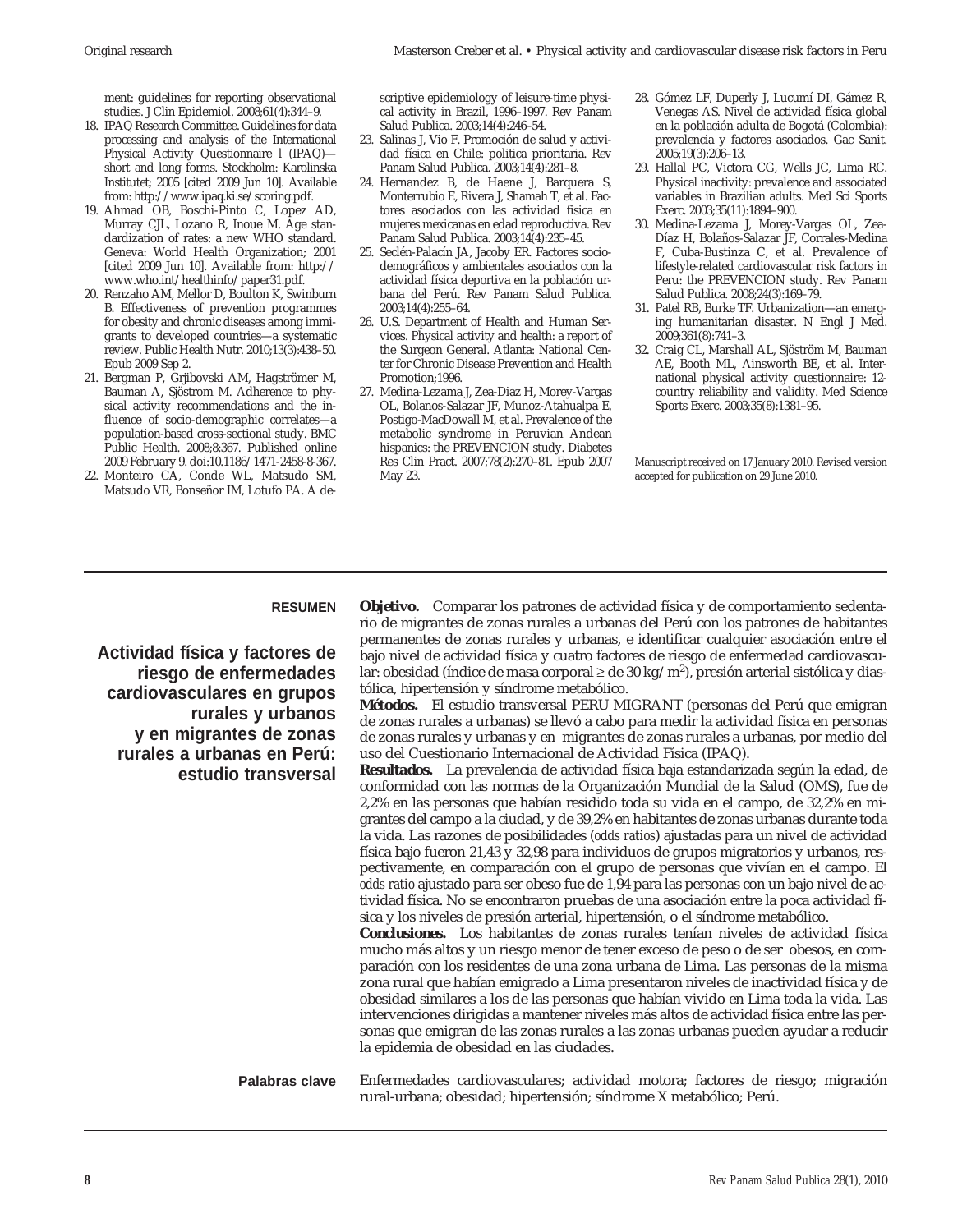ment: guidelines for reporting observational studies. J Clin Epidemiol. 2008;61(4):344–9.

18. IPAQ Research Committee. Guidelines for data processing and analysis of the International Physical Activity Questionnaire l (IPAQ)—short and long forms. Stockholm: Karolinska Institutet; 2005 [cited 2009 Jun 10]. Available from: http://www.ipaq.ki.se/scoring.pdf.
19. Ahmad OB, Boschi-Pinto C, Lopez AD, Murray CJL, Lozano R, Inoue M. Age standardization of rates: a new WHO standard. Geneva: World Health Organization; 2001 [cited 2009 Jun 10]. Available from: http://www.who.int/healthinfo/paper31.pdf.
20. Renzaho AM, Mellor D, Boulton K, Swinburn B. Effectiveness of prevention programmes for obesity and chronic diseases among immigrants to developed countries—a systematic review. Public Health Nutr. 2010;13(3):438–50. Epub 2009 Sep 2.
21. Bergman P, Grjibovski AM, Hagströmer M, Bauman A, Sjöstrom M. Adherence to physical activity recommendations and the influence of socio-demographic correlates—a population-based cross-sectional study. BMC Public Health. 2008;8:367. Published online 2009 February 9. doi:10.1186/1471-2458-8-367.
22. Monteiro CA, Conde WL, Matsudo SM, Matsudo VR, Bonseñor IM, Lotufo PA. A descriptive epidemiology of leisure-time physical activity in Brazil, 1996–1997. Rev Panam Salud Publica. 2003;14(4):246–54.
23. Salinas J, Vio F. Promoción de salud y actividad física en Chile: politica prioritaria. Rev Panam Salud Publica. 2003;14(4):281–8.
24. Hernandez B, de Haene J, Barquera S, Monterrubio E, Rivera J, Shamah T, et al. Factores asociados con las actividad física en mujeres mexicanas en edad reproductiva. Rev Panam Salud Publica. 2003;14(4):235–45.
25. Seclén-Palacín JA, Jacoby ER. Factores sociodemográficos y ambientales asociados con la actividad física deportiva en la población urbana del Perú. Rev Panam Salud Publica. 2003;14(4):255–64.
26. U.S. Department of Health and Human Services. Physical activity and health: a report of the Surgeon General. Atlanta: National Center for Chronic Disease Prevention and Health Promotion;1996.
27. Medina-Lezama J, Zea-Diaz H, Morey-Vargas OL, Bolanos-Salazar JF, Munoz-Atahualpa E, Postigo-MacDowall M, et al. Prevalence of the metabolic syndrome in Peruvian Andean hispanics: the PREVENCION study. Diabetes Res Clin Pract. 2007;78(2):270–81. Epub 2007 May 23.
28. Gómez LF, Duperly J, Lucumí DI, Gámez R, Venegas AS. Nivel de actividad física global en la población adulta de Bogotá (Colombia): prevalencia y factores asociados. Gac Sanit. 2005;19(3):206–13.
29. Hallal PC, Victora CG, Wells JC, Lima RC. Physical inactivity: prevalence and associated variables in Brazilian adults. Med Sci Sports Exerc. 2003;35(11):1894–900.
30. Medina-Lezama J, Morey-Vargas OL, Zea-Díaz H, Bolaños-Salazar JF, Corrales-Medina F, Cuba-Bustinza C, et al. Prevalence of lifestyle-related cardiovascular risk factors in Peru: the PREVENCION study. Rev Panam Salud Publica. 2008;24(3):169–79.
31. Patel RB, Burke TF. Urbanization—an emerging humanitarian disaster. N Engl J Med. 2009;361(8):741–3.
32. Craig CL, Marshall AL, Sjöström M, Bauman AE, Booth ML, Ainsworth BE, et al. International physical activity questionnaire: 12-country reliability and validity. Med Science Sports Exerc. 2003;35(8):1381–95.

Manuscript received on 17 January 2010. Revised version accepted for publication on 29 June 2010.

---

## RESUMEN

### Actividad física y factores de riesgo de enfermedades cardiovasculares en grupos rurales y urbanos y en migrantes de zonas rurales a urbanas en Perú: estudio transversal

***Objetivo.*** Comparar los patrones de actividad física y de comportamiento sedentario de migrantes de zonas rurales a urbanas del Perú con los patrones de habitantes permanentes de zonas rurales y urbanas, e identificar cualquier asociación entre el bajo nivel de actividad física y cuatro factores de riesgo de enfermedad cardiovascular: obesidad (índice de masa corporal $\geq$ de 30 kg/m$^2$), presión arterial sistólica y diastólica, hipertensión y síndrome metabólico.

***Métodos.*** El estudio transversal PERU MIGRANT (personas del Perú que emigran de zonas rurales a urbanas) se llevó a cabo para medir la actividad física en personas de zonas rurales y urbanas y en migrantes de zonas rurales a urbanas, por medio del uso del Cuestionario Internacional de Actividad Física (IPAQ).

***Resultados.*** La prevalencia de actividad física baja estandarizada según la edad, de conformidad con las normas de la Organización Mundial de la Salud (OMS), fue de 2,2% en las personas que habían residido toda su vida en el campo, de 32,2% en migrantes del campo a la ciudad, y de 39,2% en habitantes de zonas urbanas durante toda la vida. Las razones de posibilidades (*odds ratios*) ajustadas para un nivel de actividad física bajo fueron 21,43 y 32,98 para individuos de grupos migratorios y urbanos, respectivamente, en comparación con el grupo de personas que vivían en el campo. El *odds ratio* ajustado para ser obeso fue de 1,94 para las personas con un bajo nivel de actividad física. No se encontraron pruebas de una asociación entre la poca actividad física y los niveles de presión arterial, hipertensión, o el síndrome metabólico.

***Conclusiones.*** Los habitantes de zonas rurales tenían niveles de actividad física mucho más altos y un riesgo menor de tener exceso de peso o de ser obesos, en comparación con los residentes de una zona urbana de Lima. Las personas de la misma zona rural que habían emigrado a Lima presentaron niveles de inactividad física y de obesidad similares a los de las personas que habían vivido en Lima toda la vida. Las intervenciones dirigidas a mantener niveles más altos de actividad física entre las personas que emigran de las zonas rurales a las zonas urbanas pueden ayudar a reducir la epidemia de obesidad en las ciudades.

**Palabras clave** Enfermedades cardiovasculares; actividad motora; factores de riesgo; migración rural-urbana; obesidad; hipertensión; síndrome X metabólico; Perú.